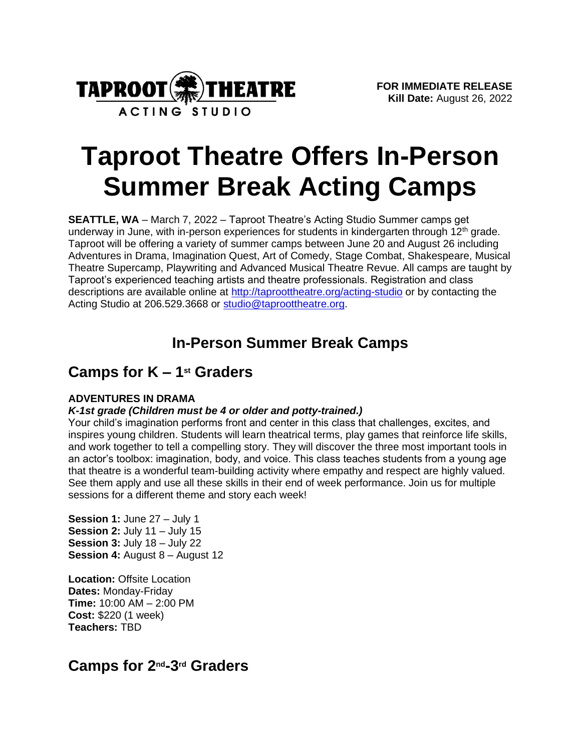TAPROOT THEATRE
ACTING STUDIO

**FOR IMMEDIATE RELEASE**
**Kill Date:** August 26, 2022

# Taproot Theatre Offers In-Person Summer Break Acting Camps

**SEATTLE, WA** – March 7, 2022 – Taproot Theatre's Acting Studio Summer camps get underway in June, with in-person experiences for students in kindergarten through 12th grade. Taproot will be offering a variety of summer camps between June 20 and August 26 including Adventures in Drama, Imagination Quest, Art of Comedy, Stage Combat, Shakespeare, Musical Theatre Supercamp, Playwriting and Advanced Musical Theatre Revue. All camps are taught by Taproot's experienced teaching artists and theatre professionals. Registration and class descriptions are available online at http://taproottheatre.org/acting-studio or by contacting the Acting Studio at 206.529.3668 or studio@taproottheatre.org.

## In-Person Summer Break Camps

## Camps for K – 1st Graders

**ADVENTURES IN DRAMA**

***K-1st grade (Children must be 4 or older and potty-trained.)***

Your child's imagination performs front and center in this class that challenges, excites, and inspires young children. Students will learn theatrical terms, play games that reinforce life skills, and work together to tell a compelling story. They will discover the three most important tools in an actor's toolbox: imagination, body, and voice. This class teaches students from a young age that theatre is a wonderful team-building activity where empathy and respect are highly valued. See them apply and use all these skills in their end of week performance. Join us for multiple sessions for a different theme and story each week!

**Session 1:** June 27 – July 1
**Session 2:** July 11 – July 15
**Session 3:** July 18 – July 22
**Session 4:** August 8 – August 12

**Location:** Offsite Location
**Dates:** Monday-Friday
**Time:** 10:00 AM – 2:00 PM
**Cost:** $220 (1 week)
**Teachers:** TBD

## Camps for 2nd-3rd Graders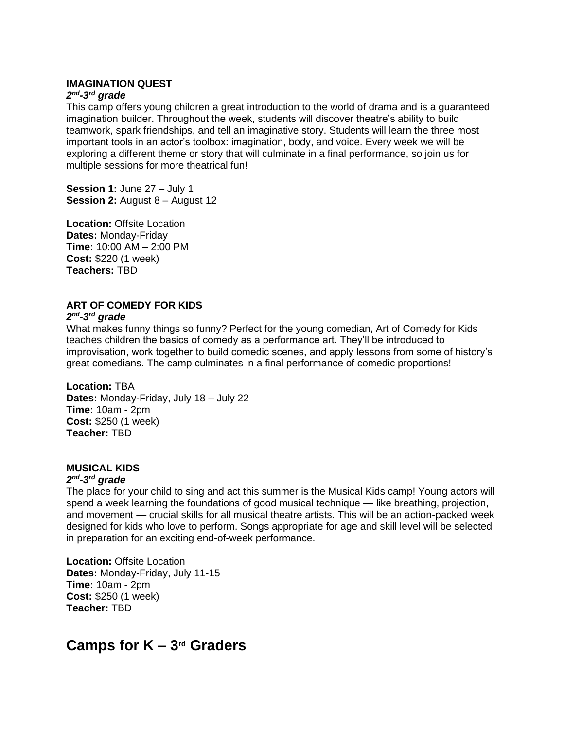**IMAGINATION QUEST**
***2nd-3rd grade***
This camp offers young children a great introduction to the world of drama and is a guaranteed imagination builder. Throughout the week, students will discover theatre's ability to build teamwork, spark friendships, and tell an imaginative story. Students will learn the three most important tools in an actor's toolbox: imagination, body, and voice. Every week we will be exploring a different theme or story that will culminate in a final performance, so join us for multiple sessions for more theatrical fun!

**Session 1:** June 27 – July 1
**Session 2:** August 8 – August 12

**Location:** Offsite Location
**Dates:** Monday-Friday
**Time:** 10:00 AM – 2:00 PM
**Cost:** $220 (1 week)
**Teachers:** TBD

**ART OF COMEDY FOR KIDS**
***2nd-3rd grade***
What makes funny things so funny? Perfect for the young comedian, Art of Comedy for Kids teaches children the basics of comedy as a performance art. They'll be introduced to improvisation, work together to build comedic scenes, and apply lessons from some of history's great comedians. The camp culminates in a final performance of comedic proportions!

**Location:** TBA
**Dates:** Monday-Friday, July 18 – July 22
**Time:** 10am - 2pm
**Cost:** $250 (1 week)
**Teacher:** TBD

**MUSICAL KIDS**
***2nd-3rd grade***
The place for your child to sing and act this summer is the Musical Kids camp! Young actors will spend a week learning the foundations of good musical technique — like breathing, projection, and movement — crucial skills for all musical theatre artists. This will be an action-packed week designed for kids who love to perform. Songs appropriate for age and skill level will be selected in preparation for an exciting end-of-week performance.

**Location:** Offsite Location
**Dates:** Monday-Friday, July 11-15
**Time:** 10am - 2pm
**Cost:** $250 (1 week)
**Teacher:** TBD

## Camps for K – 3rd Graders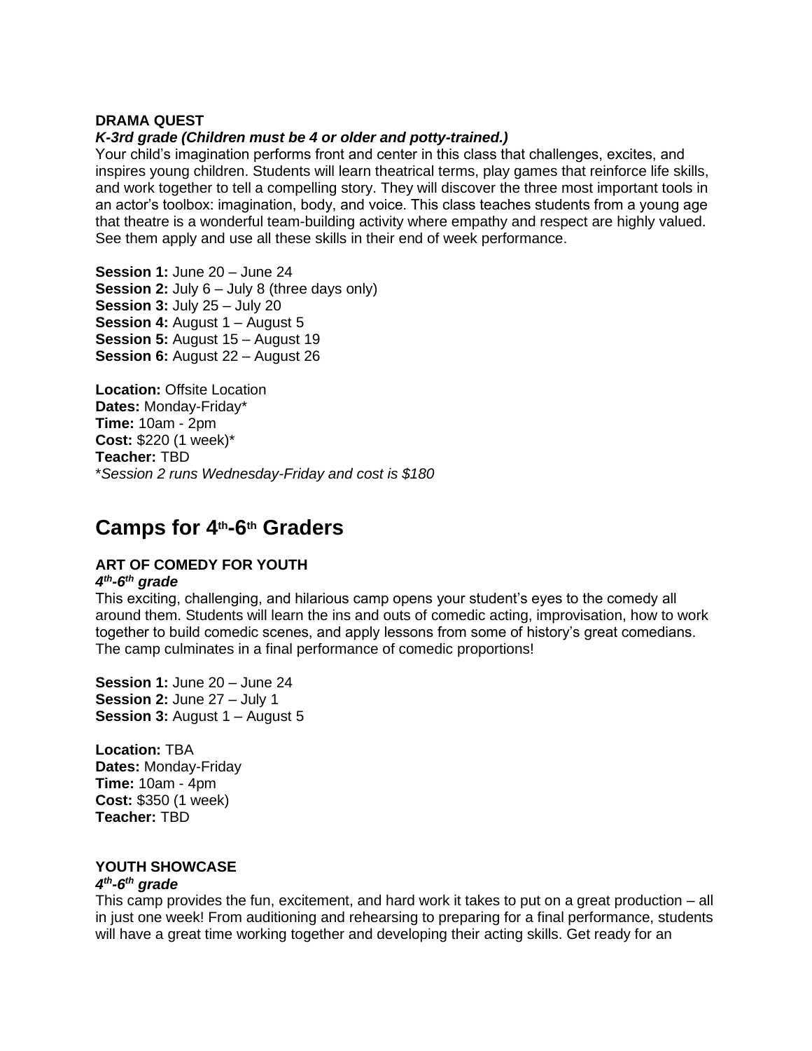**DRAMA QUEST**

***K-3rd grade (Children must be 4 or older and potty-trained.)***

Your child's imagination performs front and center in this class that challenges, excites, and inspires young children. Students will learn theatrical terms, play games that reinforce life skills, and work together to tell a compelling story. They will discover the three most important tools in an actor's toolbox: imagination, body, and voice. This class teaches students from a young age that theatre is a wonderful team-building activity where empathy and respect are highly valued. See them apply and use all these skills in their end of week performance.

**Session 1:** June 20 – June 24
**Session 2:** July 6 – July 8 (three days only)
**Session 3:** July 25 – July 20
**Session 4:** August 1 – August 5
**Session 5:** August 15 – August 19
**Session 6:** August 22 – August 26

**Location:** Offsite Location
**Dates:** Monday-Friday*
**Time:** 10am - 2pm
**Cost:** $220 (1 week)*
**Teacher:** TBD
**Session 2 runs Wednesday-Friday and cost is $180*

## Camps for 4th-6th Graders

**ART OF COMEDY FOR YOUTH**

***4th-6th grade***

This exciting, challenging, and hilarious camp opens your student's eyes to the comedy all around them. Students will learn the ins and outs of comedic acting, improvisation, how to work together to build comedic scenes, and apply lessons from some of history's great comedians. The camp culminates in a final performance of comedic proportions!

**Session 1:** June 20 – June 24
**Session 2:** June 27 – July 1
**Session 3:** August 1 – August 5

**Location:** TBA
**Dates:** Monday-Friday
**Time:** 10am - 4pm
**Cost:** $350 (1 week)
**Teacher:** TBD

**YOUTH SHOWCASE**

***4th-6th grade***

This camp provides the fun, excitement, and hard work it takes to put on a great production – all in just one week! From auditioning and rehearsing to preparing for a final performance, students will have a great time working together and developing their acting skills. Get ready for an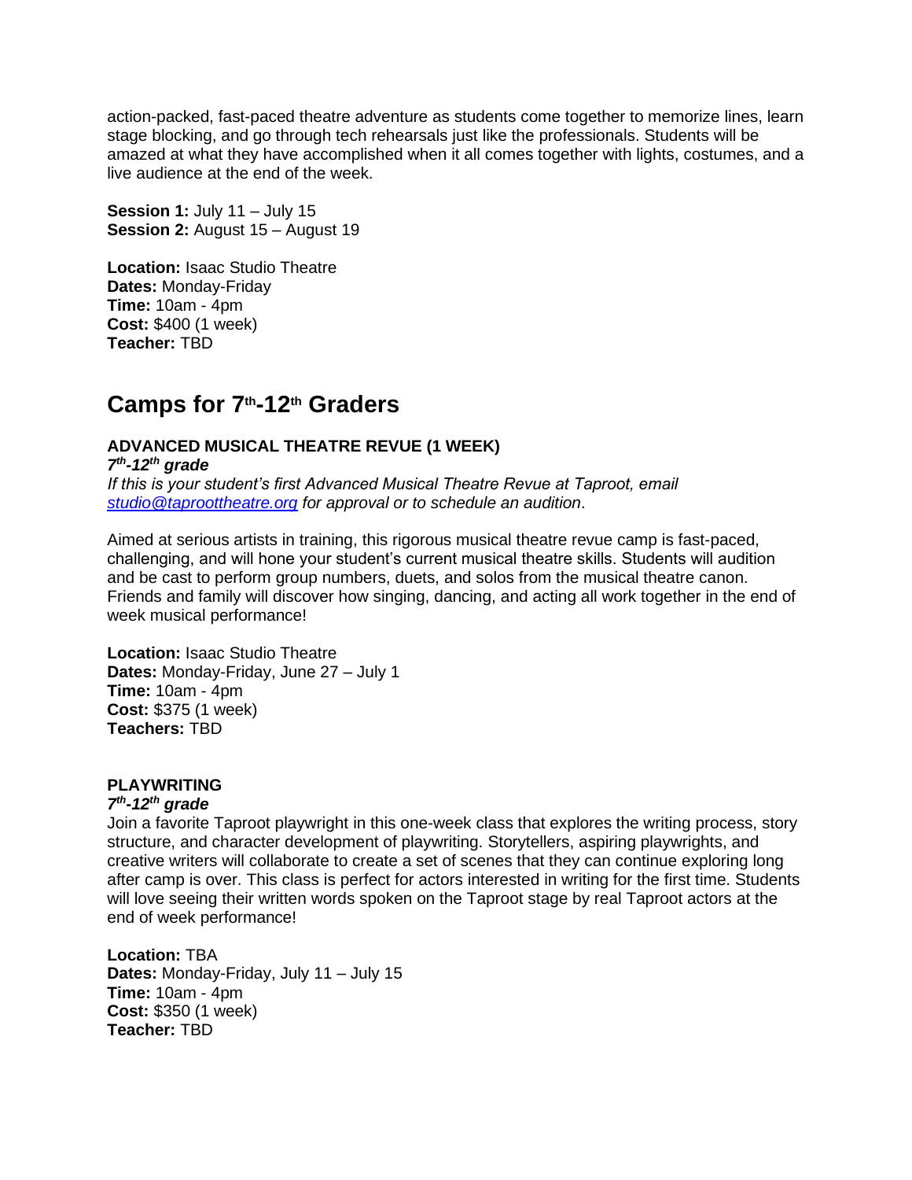action-packed, fast-paced theatre adventure as students come together to memorize lines, learn stage blocking, and go through tech rehearsals just like the professionals. Students will be amazed at what they have accomplished when it all comes together with lights, costumes, and a live audience at the end of the week.

**Session 1:** July 11 – July 15
**Session 2:** August 15 – August 19

**Location:** Isaac Studio Theatre
**Dates:** Monday-Friday
**Time:** 10am - 4pm
**Cost:** $400 (1 week)
**Teacher:** TBD

## Camps for 7th-12th Graders

### ADVANCED MUSICAL THEATRE REVUE (1 WEEK)

***7th-12th grade***

*If this is your student's first Advanced Musical Theatre Revue at Taproot, email [studio@taproottheatre.org](mailto:studio@taproottheatre.org) for approval or to schedule an audition*.

Aimed at serious artists in training, this rigorous musical theatre revue camp is fast-paced, challenging, and will hone your student's current musical theatre skills. Students will audition and be cast to perform group numbers, duets, and solos from the musical theatre canon. Friends and family will discover how singing, dancing, and acting all work together in the end of week musical performance!

**Location:** Isaac Studio Theatre
**Dates:** Monday-Friday, June 27 – July 1
**Time:** 10am - 4pm
**Cost:** $375 (1 week)
**Teachers:** TBD

### PLAYWRITING

***7th-12th grade***

Join a favorite Taproot playwright in this one-week class that explores the writing process, story structure, and character development of playwriting. Storytellers, aspiring playwrights, and creative writers will collaborate to create a set of scenes that they can continue exploring long after camp is over. This class is perfect for actors interested in writing for the first time. Students will love seeing their written words spoken on the Taproot stage by real Taproot actors at the end of week performance!

**Location:** TBA
**Dates:** Monday-Friday, July 11 – July 15
**Time:** 10am - 4pm
**Cost:** $350 (1 week)
**Teacher:** TBD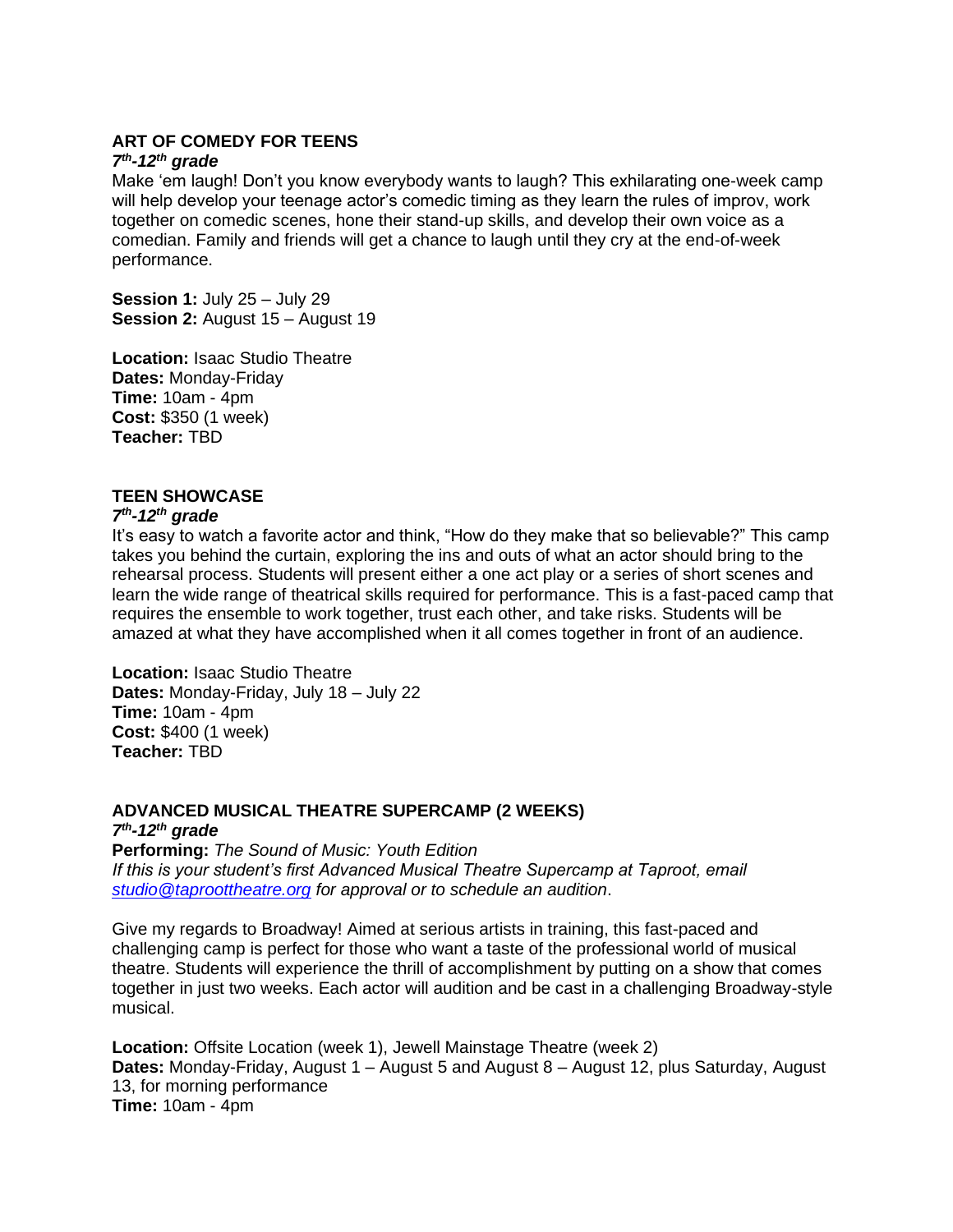### ART OF COMEDY FOR TEENS

***7th-12th grade***

Make 'em laugh! Don't you know everybody wants to laugh? This exhilarating one-week camp will help develop your teenage actor's comedic timing as they learn the rules of improv, work together on comedic scenes, hone their stand-up skills, and develop their own voice as a comedian. Family and friends will get a chance to laugh until they cry at the end-of-week performance.

**Session 1:** July 25 – July 29
**Session 2:** August 15 – August 19

**Location:** Isaac Studio Theatre
**Dates:** Monday-Friday
**Time:** 10am - 4pm
**Cost:** $350 (1 week)
**Teacher:** TBD

### TEEN SHOWCASE

***7th-12th grade***

It's easy to watch a favorite actor and think, "How do they make that so believable?" This camp takes you behind the curtain, exploring the ins and outs of what an actor should bring to the rehearsal process. Students will present either a one act play or a series of short scenes and learn the wide range of theatrical skills required for performance. This is a fast-paced camp that requires the ensemble to work together, trust each other, and take risks. Students will be amazed at what they have accomplished when it all comes together in front of an audience.

**Location:** Isaac Studio Theatre
**Dates:** Monday-Friday, July 18 – July 22
**Time:** 10am - 4pm
**Cost:** $400 (1 week)
**Teacher:** TBD

### ADVANCED MUSICAL THEATRE SUPERCAMP (2 WEEKS)

***7th-12th grade***

**Performing:** *The Sound of Music: Youth Edition*

*If this is your student's first Advanced Musical Theatre Supercamp at Taproot, email studio@taproottheatre.org for approval or to schedule an audition*.

Give my regards to Broadway! Aimed at serious artists in training, this fast-paced and challenging camp is perfect for those who want a taste of the professional world of musical theatre. Students will experience the thrill of accomplishment by putting on a show that comes together in just two weeks. Each actor will audition and be cast in a challenging Broadway-style musical.

**Location:** Offsite Location (week 1), Jewell Mainstage Theatre (week 2)
**Dates:** Monday-Friday, August 1 – August 5 and August 8 – August 12, plus Saturday, August 13, for morning performance
**Time:** 10am - 4pm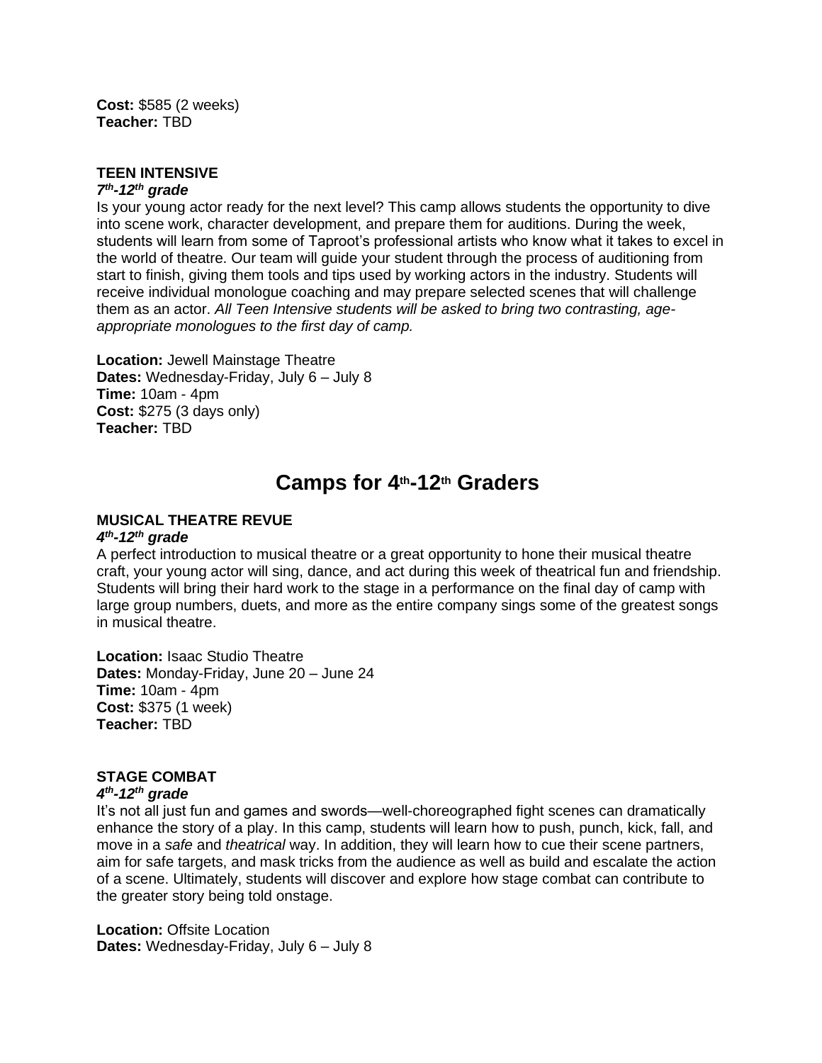**Cost:** $585 (2 weeks)
**Teacher:** TBD

**TEEN INTENSIVE**
***7th-12th grade***
Is your young actor ready for the next level? This camp allows students the opportunity to dive into scene work, character development, and prepare them for auditions. During the week, students will learn from some of Taproot's professional artists who know what it takes to excel in the world of theatre. Our team will guide your student through the process of auditioning from start to finish, giving them tools and tips used by working actors in the industry. Students will receive individual monologue coaching and may prepare selected scenes that will challenge them as an actor. *All Teen Intensive students will be asked to bring two contrasting, age-appropriate monologues to the first day of camp.*

**Location:** Jewell Mainstage Theatre
**Dates:** Wednesday-Friday, July 6 – July 8
**Time:** 10am - 4pm
**Cost:** $275 (3 days only)
**Teacher:** TBD

## Camps for 4th-12th Graders

**MUSICAL THEATRE REVUE**
***4th-12th grade***
A perfect introduction to musical theatre or a great opportunity to hone their musical theatre craft, your young actor will sing, dance, and act during this week of theatrical fun and friendship. Students will bring their hard work to the stage in a performance on the final day of camp with large group numbers, duets, and more as the entire company sings some of the greatest songs in musical theatre.

**Location:** Isaac Studio Theatre
**Dates:** Monday-Friday, June 20 – June 24
**Time:** 10am - 4pm
**Cost:** $375 (1 week)
**Teacher:** TBD

**STAGE COMBAT**
***4th-12th grade***
It's not all just fun and games and swords—well-choreographed fight scenes can dramatically enhance the story of a play. In this camp, students will learn how to push, punch, kick, fall, and move in a *safe* and *theatrical* way. In addition, they will learn how to cue their scene partners, aim for safe targets, and mask tricks from the audience as well as build and escalate the action of a scene. Ultimately, students will discover and explore how stage combat can contribute to the greater story being told onstage.

**Location:** Offsite Location
**Dates:** Wednesday-Friday, July 6 – July 8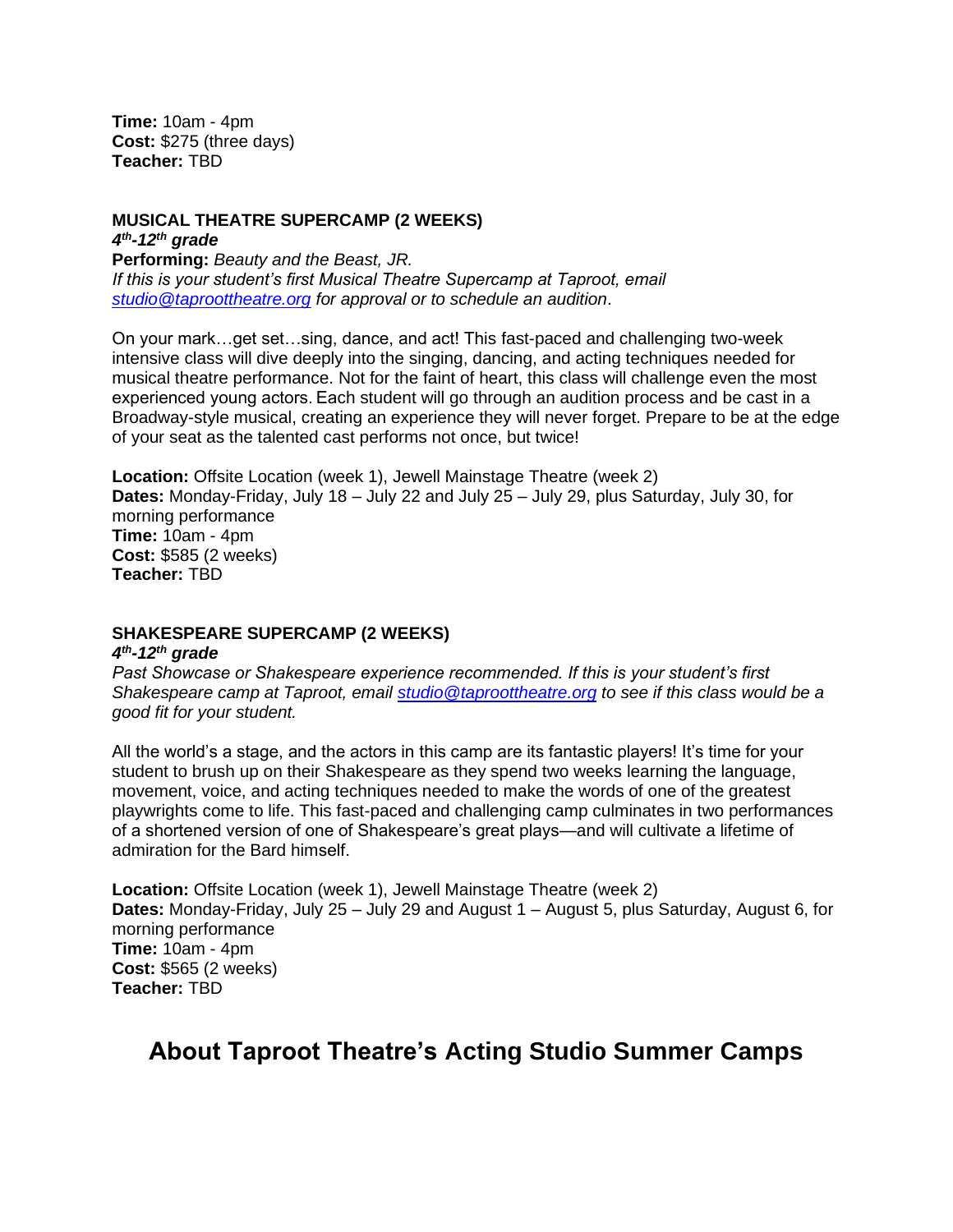**Time:** 10am - 4pm
**Cost:** $275 (three days)
**Teacher:** TBD

**MUSICAL THEATRE SUPERCAMP (2 WEEKS)**
***4th-12th grade***
**Performing:** *Beauty and the Beast, JR.*
*If this is your student's first Musical Theatre Supercamp at Taproot, email studio@taproottheatre.org for approval or to schedule an audition*.

On your mark…get set…sing, dance, and act! This fast-paced and challenging two-week intensive class will dive deeply into the singing, dancing, and acting techniques needed for musical theatre performance. Not for the faint of heart, this class will challenge even the most experienced young actors. Each student will go through an audition process and be cast in a Broadway-style musical, creating an experience they will never forget. Prepare to be at the edge of your seat as the talented cast performs not once, but twice!

**Location:** Offsite Location (week 1), Jewell Mainstage Theatre (week 2)
**Dates:** Monday-Friday, July 18 – July 22 and July 25 – July 29, plus Saturday, July 30, for morning performance
**Time:** 10am - 4pm
**Cost:** $585 (2 weeks)
**Teacher:** TBD

**SHAKESPEARE SUPERCAMP (2 WEEKS)**
***4th-12th grade***
*Past Showcase or Shakespeare experience recommended. If this is your student's first Shakespeare camp at Taproot, email studio@taproottheatre.org to see if this class would be a good fit for your student.*

All the world's a stage, and the actors in this camp are its fantastic players! It's time for your student to brush up on their Shakespeare as they spend two weeks learning the language, movement, voice, and acting techniques needed to make the words of one of the greatest playwrights come to life. This fast-paced and challenging camp culminates in two performances of a shortened version of one of Shakespeare's great plays—and will cultivate a lifetime of admiration for the Bard himself.

**Location:** Offsite Location (week 1), Jewell Mainstage Theatre (week 2)
**Dates:** Monday-Friday, July 25 – July 29 and August 1 – August 5, plus Saturday, August 6, for morning performance
**Time:** 10am - 4pm
**Cost:** $565 (2 weeks)
**Teacher:** TBD

# About Taproot Theatre's Acting Studio Summer Camps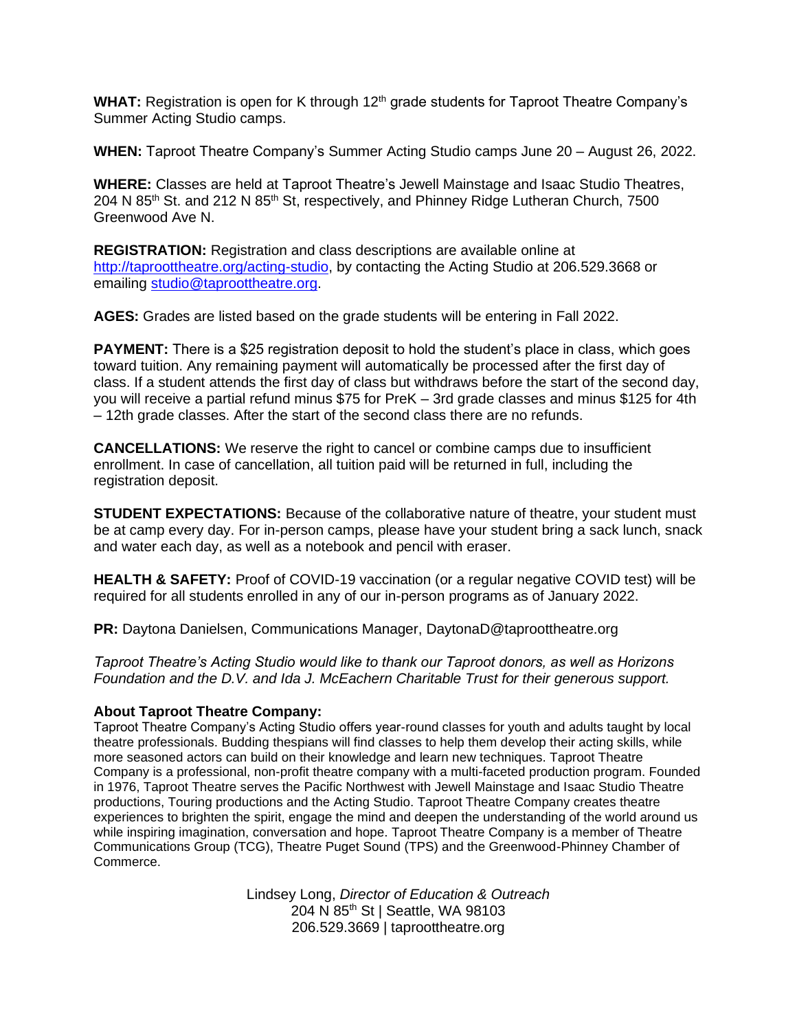**WHAT:** Registration is open for K through 12th grade students for Taproot Theatre Company's Summer Acting Studio camps.

**WHEN:** Taproot Theatre Company's Summer Acting Studio camps June 20 – August 26, 2022.

**WHERE:** Classes are held at Taproot Theatre's Jewell Mainstage and Isaac Studio Theatres, 204 N 85th St. and 212 N 85th St, respectively, and Phinney Ridge Lutheran Church, 7500 Greenwood Ave N.

**REGISTRATION:** Registration and class descriptions are available online at http://taproottheatre.org/acting-studio, by contacting the Acting Studio at 206.529.3668 or emailing studio@taproottheatre.org.

**AGES:** Grades are listed based on the grade students will be entering in Fall 2022.

**PAYMENT:** There is a $25 registration deposit to hold the student's place in class, which goes toward tuition. Any remaining payment will automatically be processed after the first day of class. If a student attends the first day of class but withdraws before the start of the second day, you will receive a partial refund minus $75 for PreK – 3rd grade classes and minus $125 for 4th – 12th grade classes. After the start of the second class there are no refunds.

**CANCELLATIONS:** We reserve the right to cancel or combine camps due to insufficient enrollment. In case of cancellation, all tuition paid will be returned in full, including the registration deposit.

**STUDENT EXPECTATIONS:** Because of the collaborative nature of theatre, your student must be at camp every day. For in-person camps, please have your student bring a sack lunch, snack and water each day, as well as a notebook and pencil with eraser.

**HEALTH & SAFETY:** Proof of COVID-19 vaccination (or a regular negative COVID test) will be required for all students enrolled in any of our in-person programs as of January 2022.

**PR:** Daytona Danielsen, Communications Manager, DaytonaD@taproottheatre.org

*Taproot Theatre's Acting Studio would like to thank our Taproot donors, as well as Horizons Foundation and the D.V. and Ida J. McEachern Charitable Trust for their generous support.*

**About Taproot Theatre Company:**

Taproot Theatre Company's Acting Studio offers year-round classes for youth and adults taught by local theatre professionals. Budding thespians will find classes to help them develop their acting skills, while more seasoned actors can build on their knowledge and learn new techniques. Taproot Theatre Company is a professional, non-profit theatre company with a multi-faceted production program. Founded in 1976, Taproot Theatre serves the Pacific Northwest with Jewell Mainstage and Isaac Studio Theatre productions, Touring productions and the Acting Studio. Taproot Theatre Company creates theatre experiences to brighten the spirit, engage the mind and deepen the understanding of the world around us while inspiring imagination, conversation and hope. Taproot Theatre Company is a member of Theatre Communications Group (TCG), Theatre Puget Sound (TPS) and the Greenwood-Phinney Chamber of Commerce.

Lindsey Long, *Director of Education & Outreach*
204 N 85th St | Seattle, WA 98103
206.529.3669 | taproottheatre.org